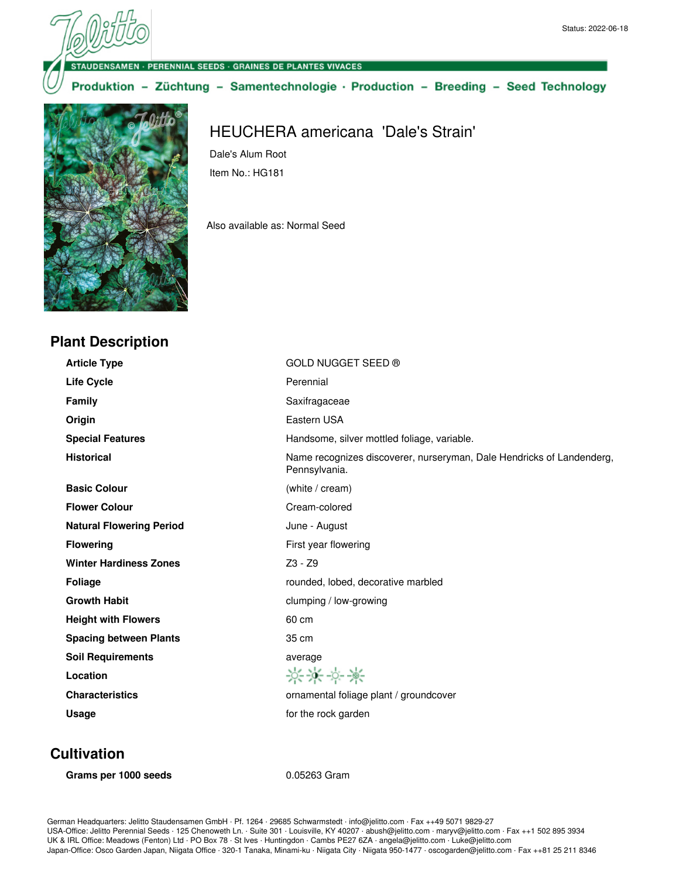Status: 2022-06-18

STAUDENSAMEN · PERENNIAL SEEDS · GRAINES DE PLANTES VIVACES

Produktion – Züchtung – Samentechnologie · Production – Breeding – Seed Technology

# HEUCHERA americana 'Dale's Strain'

Dale's Alum Root

Item No.: HG181

Also available as: Normal Seed

## Plant Description

| | |
|---|---|
| **Article Type** | GOLD NUGGET SEED ® |
| **Life Cycle** | Perennial |
| **Family** | Saxifragaceae |
| **Origin** | Eastern USA |
| **Special Features** | Handsome, silver mottled foliage, variable. |
| **Historical** | Name recognizes discoverer, nurseryman, Dale Hendricks of Landenderg, Pennsylvania. |
| **Basic Colour** | (white / cream) |
| **Flower Colour** | Cream-colored |
| **Natural Flowering Period** | June - August |
| **Flowering** | First year flowering |
| **Winter Hardiness Zones** | Z3 - Z9 |
| **Foliage** | rounded, lobed, decorative marbled |
| **Growth Habit** | clumping / low-growing |
| **Height with Flowers** | 60 cm |
| **Spacing between Plants** | 35 cm |
| **Soil Requirements** | average |
| **Location** | |
| **Characteristics** | ornamental foliage plant / groundcover |
| **Usage** | for the rock garden |

## Cultivation

| | |
|---|---|
| **Grams per 1000 seeds** | 0.05263 Gram |

German Headquarters: Jelitto Staudensamen GmbH · Pf. 1264 · 29685 Schwarmstedt · info@jelitto.com · Fax ++49 5071 9829-27
USA-Office: Jelitto Perennial Seeds · 125 Chenoweth Ln. · Suite 301 · Louisville, KY 40207 · abush@jelitto.com · maryv@jelitto.com · Fax ++1 502 895 3934
UK & IRL Office: Meadows (Fenton) Ltd · PO Box 78 · St Ives · Huntingdon · Cambs PE27 6ZA · angela@jelitto.com · Luke@jelitto.com
Japan-Office: Osco Garden Japan, Niigata Office · 320-1 Tanaka, Minami-ku · Niigata City · Niigata 950-1477 · oscogarden@jelitto.com · Fax ++81 25 211 8346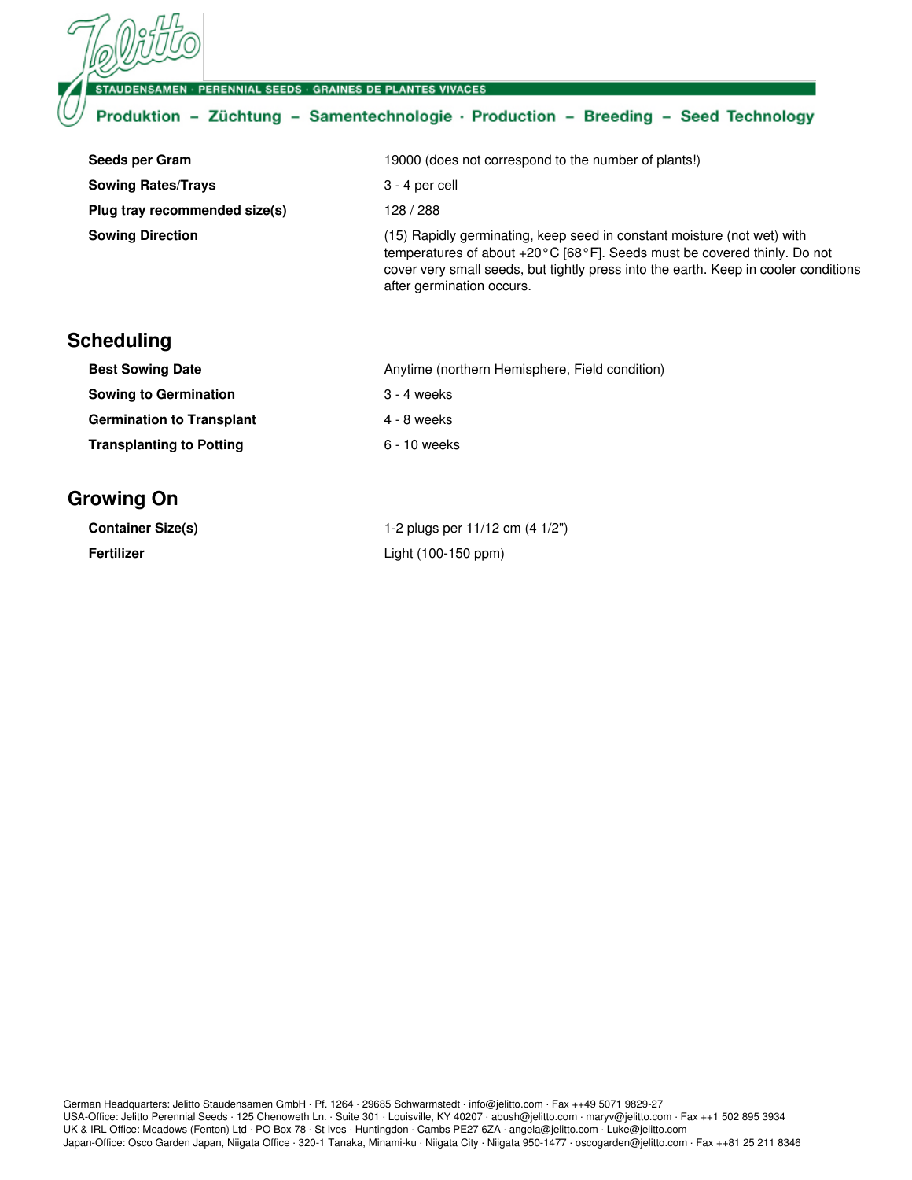| | |
|---|---|
| **Seeds per Gram** | 19000 (does not correspond to the number of plants!) |
| **Sowing Rates/Trays** | 3 - 4 per cell |
| **Plug tray recommended size(s)** | 128 / 288 |
| **Sowing Direction** | (15) Rapidly germinating, keep seed in constant moisture (not wet) with temperatures of about +20°C [68°F]. Seeds must be covered thinly. Do not cover very small seeds, but tightly press into the earth. Keep in cooler conditions after germination occurs. |

## Scheduling

| | |
|---|---|
| **Best Sowing Date** | Anytime (northern Hemisphere, Field condition) |
| **Sowing to Germination** | 3 - 4 weeks |
| **Germination to Transplant** | 4 - 8 weeks |
| **Transplanting to Potting** | 6 - 10 weeks |

## Growing On

| | |
|---|---|
| **Container Size(s)** | 1-2 plugs per 11/12 cm (4 1/2") |
| **Fertilizer** | Light (100-150 ppm) |